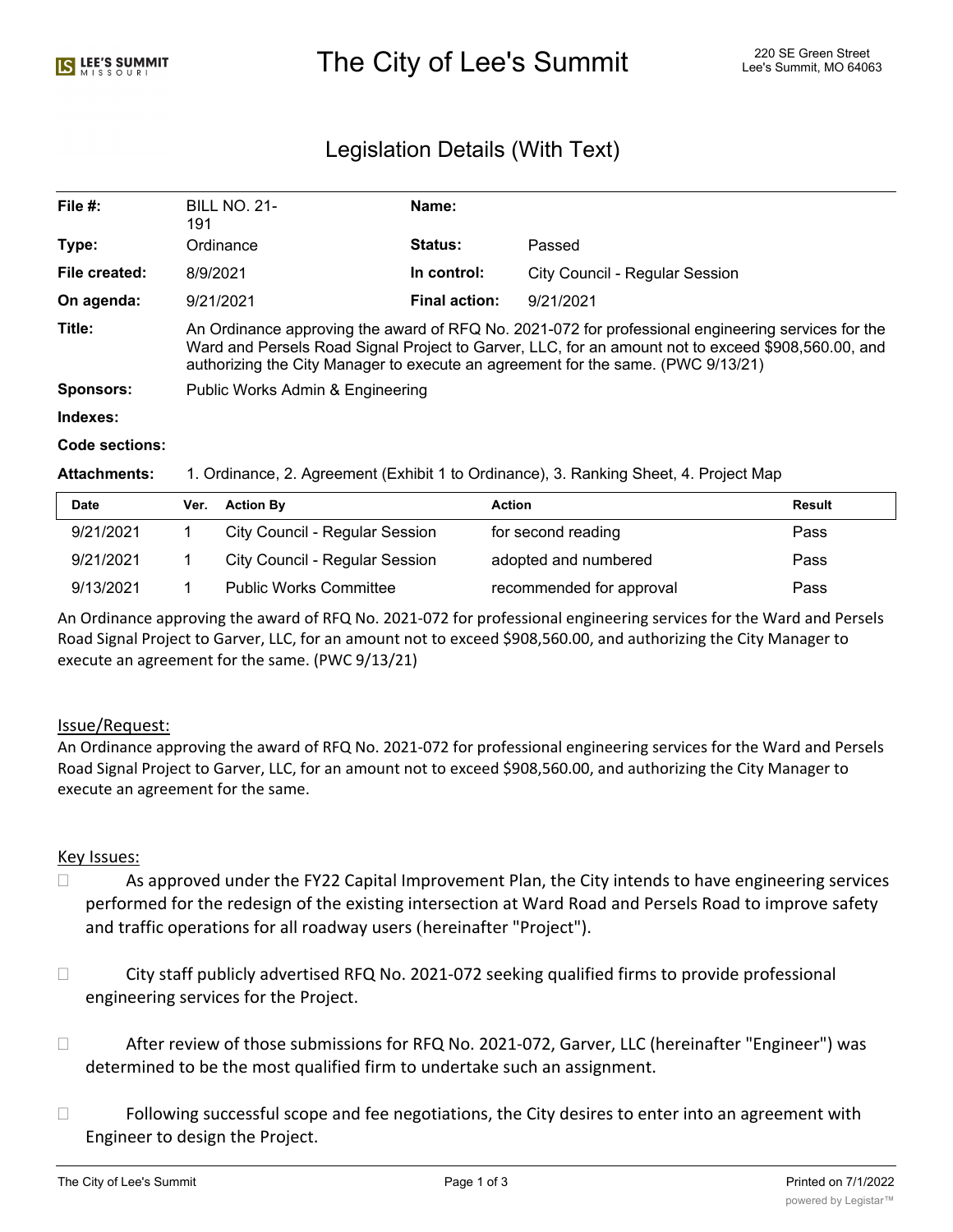# The City of Lee's Summit

220 SE Green Street
Lee's Summit, MO 64063

## Legislation Details (With Text)

| | | | |
|---|---|---|---|
| **File #:** | BILL NO. 21-191 | **Name:** | |
| **Type:** | Ordinance | **Status:** | Passed |
| **File created:** | 8/9/2021 | **In control:** | City Council - Regular Session |
| **On agenda:** | 9/21/2021 | **Final action:** | 9/21/2021 |

**Title:** An Ordinance approving the award of RFQ No. 2021-072 for professional engineering services for the Ward and Persels Road Signal Project to Garver, LLC, for an amount not to exceed $908,560.00, and authorizing the City Manager to execute an agreement for the same. (PWC 9/13/21)

**Sponsors:** Public Works Admin & Engineering

**Indexes:**

**Code sections:**

**Attachments:** 1. Ordinance, 2. Agreement (Exhibit 1 to Ordinance), 3. Ranking Sheet, 4. Project Map

| Date | Ver. | Action By | Action | Result |
|---|---|---|---|---|
| 9/21/2021 | 1 | City Council - Regular Session | for second reading | Pass |
| 9/21/2021 | 1 | City Council - Regular Session | adopted and numbered | Pass |
| 9/13/2021 | 1 | Public Works Committee | recommended for approval | Pass |

An Ordinance approving the award of RFQ No. 2021-072 for professional engineering services for the Ward and Persels Road Signal Project to Garver, LLC, for an amount not to exceed $908,560.00, and authorizing the City Manager to execute an agreement for the same. (PWC 9/13/21)

Issue/Request:

An Ordinance approving the award of RFQ No. 2021-072 for professional engineering services for the Ward and Persels Road Signal Project to Garver, LLC, for an amount not to exceed $908,560.00, and authorizing the City Manager to execute an agreement for the same.

Key Issues:

- As approved under the FY22 Capital Improvement Plan, the City intends to have engineering services performed for the redesign of the existing intersection at Ward Road and Persels Road to improve safety and traffic operations for all roadway users (hereinafter "Project").
- City staff publicly advertised RFQ No. 2021-072 seeking qualified firms to provide professional engineering services for the Project.
- After review of those submissions for RFQ No. 2021-072, Garver, LLC (hereinafter "Engineer") was determined to be the most qualified firm to undertake such an assignment.
- Following successful scope and fee negotiations, the City desires to enter into an agreement with Engineer to design the Project.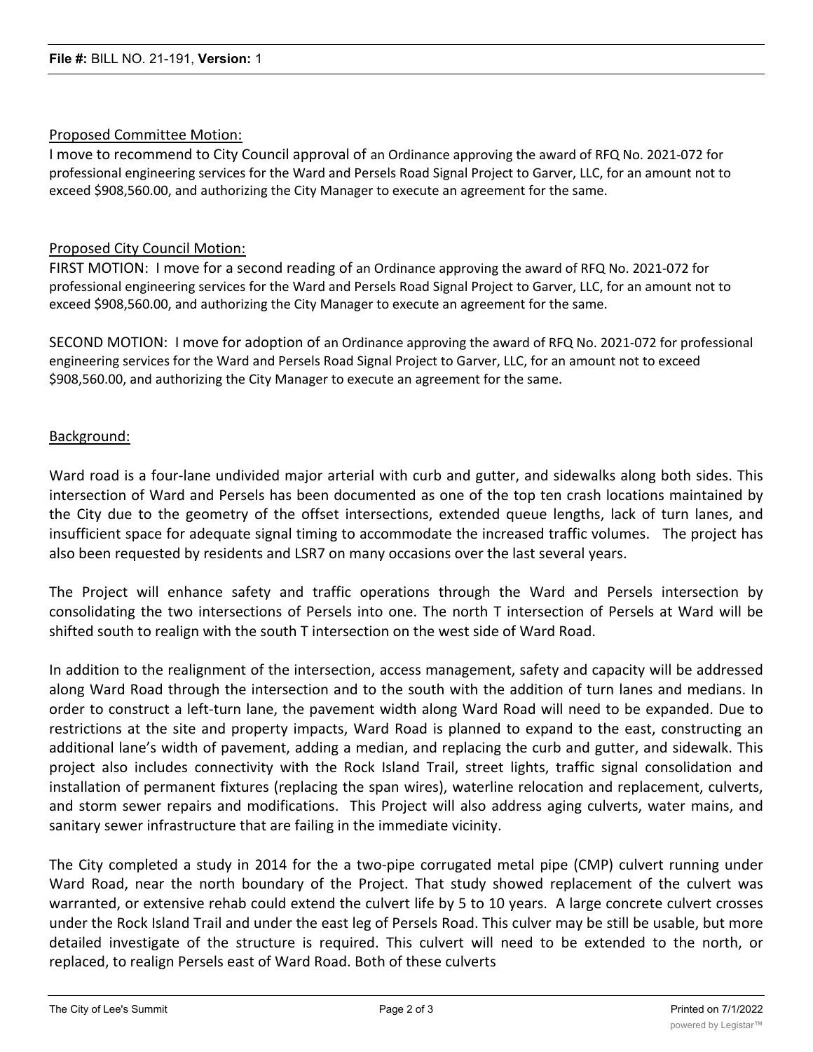Proposed Committee Motion:

I move to recommend to City Council approval of an Ordinance approving the award of RFQ No. 2021-072 for professional engineering services for the Ward and Persels Road Signal Project to Garver, LLC, for an amount not to exceed $908,560.00, and authorizing the City Manager to execute an agreement for the same.

Proposed City Council Motion:

FIRST MOTION: I move for a second reading of an Ordinance approving the award of RFQ No. 2021-072 for professional engineering services for the Ward and Persels Road Signal Project to Garver, LLC, for an amount not to exceed $908,560.00, and authorizing the City Manager to execute an agreement for the same.

SECOND MOTION: I move for adoption of an Ordinance approving the award of RFQ No. 2021-072 for professional engineering services for the Ward and Persels Road Signal Project to Garver, LLC, for an amount not to exceed $908,560.00, and authorizing the City Manager to execute an agreement for the same.

Background:

Ward road is a four-lane undivided major arterial with curb and gutter, and sidewalks along both sides. This intersection of Ward and Persels has been documented as one of the top ten crash locations maintained by the City due to the geometry of the offset intersections, extended queue lengths, lack of turn lanes, and insufficient space for adequate signal timing to accommodate the increased traffic volumes. The project has also been requested by residents and LSR7 on many occasions over the last several years.

The Project will enhance safety and traffic operations through the Ward and Persels intersection by consolidating the two intersections of Persels into one. The north T intersection of Persels at Ward will be shifted south to realign with the south T intersection on the west side of Ward Road.

In addition to the realignment of the intersection, access management, safety and capacity will be addressed along Ward Road through the intersection and to the south with the addition of turn lanes and medians. In order to construct a left-turn lane, the pavement width along Ward Road will need to be expanded. Due to restrictions at the site and property impacts, Ward Road is planned to expand to the east, constructing an additional lane's width of pavement, adding a median, and replacing the curb and gutter, and sidewalk. This project also includes connectivity with the Rock Island Trail, street lights, traffic signal consolidation and installation of permanent fixtures (replacing the span wires), waterline relocation and replacement, culverts, and storm sewer repairs and modifications. This Project will also address aging culverts, water mains, and sanitary sewer infrastructure that are failing in the immediate vicinity.

The City completed a study in 2014 for the a two-pipe corrugated metal pipe (CMP) culvert running under Ward Road, near the north boundary of the Project. That study showed replacement of the culvert was warranted, or extensive rehab could extend the culvert life by 5 to 10 years. A large concrete culvert crosses under the Rock Island Trail and under the east leg of Persels Road. This culver may be still be usable, but more detailed investigate of the structure is required. This culvert will need to be extended to the north, or replaced, to realign Persels east of Ward Road. Both of these culverts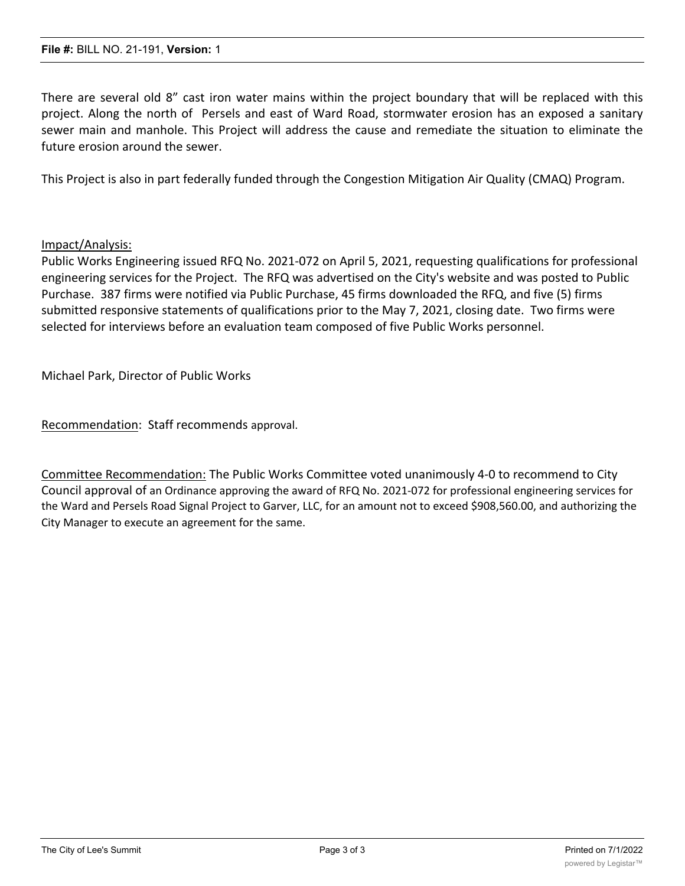There are several old 8" cast iron water mains within the project boundary that will be replaced with this project. Along the north of Persels and east of Ward Road, stormwater erosion has an exposed a sanitary sewer main and manhole. This Project will address the cause and remediate the situation to eliminate the future erosion around the sewer.

This Project is also in part federally funded through the Congestion Mitigation Air Quality (CMAQ) Program.

Impact/Analysis:

Public Works Engineering issued RFQ No. 2021-072 on April 5, 2021, requesting qualifications for professional engineering services for the Project. The RFQ was advertised on the City's website and was posted to Public Purchase. 387 firms were notified via Public Purchase, 45 firms downloaded the RFQ, and five (5) firms submitted responsive statements of qualifications prior to the May 7, 2021, closing date. Two firms were selected for interviews before an evaluation team composed of five Public Works personnel.

Michael Park, Director of Public Works

Recommendation: Staff recommends approval.

Committee Recommendation: The Public Works Committee voted unanimously 4-0 to recommend to City Council approval of an Ordinance approving the award of RFQ No. 2021-072 for professional engineering services for the Ward and Persels Road Signal Project to Garver, LLC, for an amount not to exceed $908,560.00, and authorizing the City Manager to execute an agreement for the same.